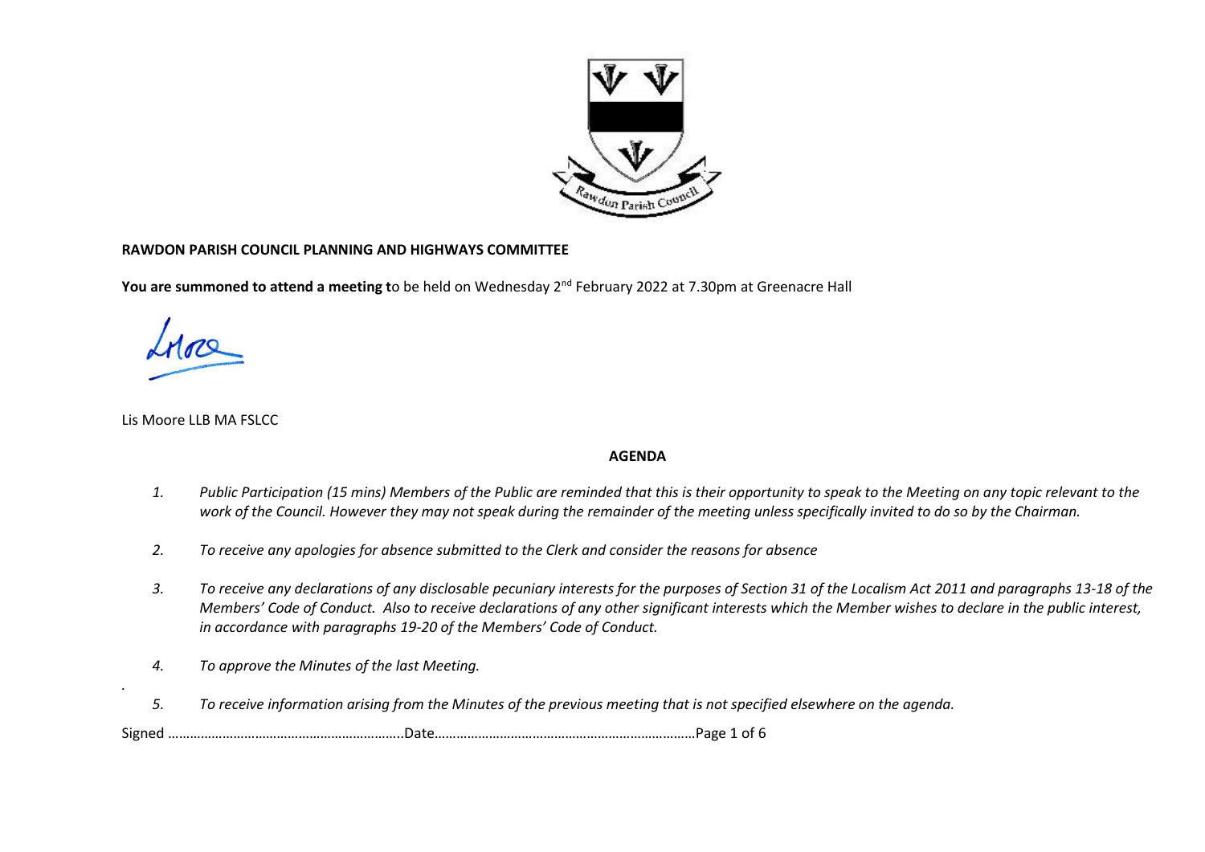**RAWDON PARISH COUNCIL PLANNING AND HIGHWAYS COMMITTEE**

**You are summoned to attend a meeting t**o be held on Wednesday 2nd February 2022 at 7.30pm at Greenacre Hall

Lis Moore LLB MA FSLCC

**AGENDA**

1. *Public Participation (15 mins) Members of the Public are reminded that this is their opportunity to speak to the Meeting on any topic relevant to the work of the Council. However they may not speak during the remainder of the meeting unless specifically invited to do so by the Chairman.*

2. *To receive any apologies for absence submitted to the Clerk and consider the reasons for absence*

3. *To receive any declarations of any disclosable pecuniary interests for the purposes of Section 31 of the Localism Act 2011 and paragraphs 13-18 of the Members' Code of Conduct. Also to receive declarations of any other significant interests which the Member wishes to declare in the public interest, in accordance with paragraphs 19-20 of the Members' Code of Conduct.*

4. *To approve the Minutes of the last Meeting.*

5. *To receive information arising from the Minutes of the previous meeting that is not specified elsewhere on the agenda.*

Signed ………………………………………………………..Date………………………………………………………………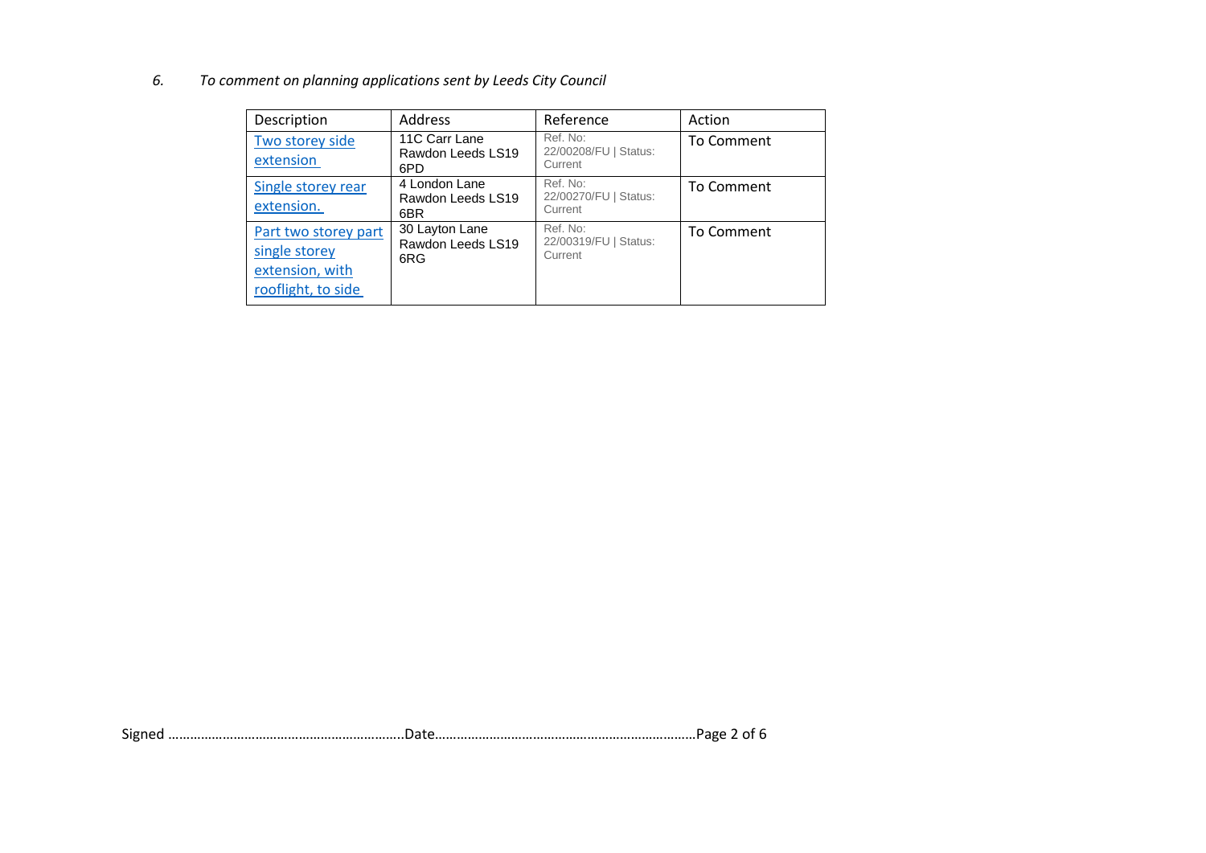*6. To comment on planning applications sent by Leeds City Council*

| Description | Address | Reference | Action |
|---|---|---|---|
| Two storey side extension | 11C Carr Lane Rawdon Leeds LS19 6PD | Ref. No: 22/00208/FU \| Status: Current | To Comment |
| Single storey rear extension. | 4 London Lane Rawdon Leeds LS19 6BR | Ref. No: 22/00270/FU \| Status: Current | To Comment |
| Part two storey part single storey extension, with rooflight, to side | 30 Layton Lane Rawdon Leeds LS19 6RG | Ref. No: 22/00319/FU \| Status: Current | To Comment |

Signed …………………………………………………………Date………………………………………………………………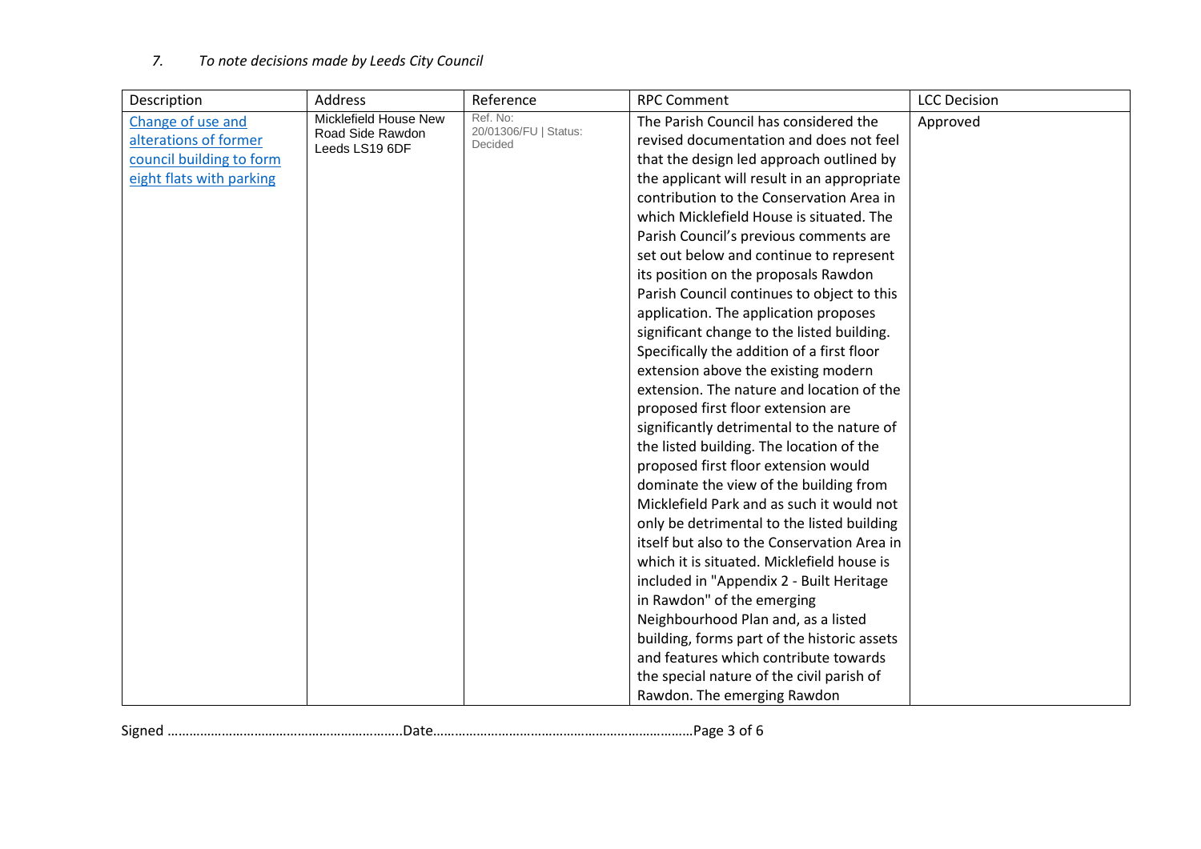*7. To note decisions made by Leeds City Council*

| Description | Address | Reference | RPC Comment | LCC Decision |
| --- | --- | --- | --- | --- |
| Change of use and alterations of former council building to form eight flats with parking | Micklefield House New Road Side Rawdon Leeds LS19 6DF | Ref. No: 20/01306/FU \| Status: Decided | The Parish Council has considered the revised documentation and does not feel that the design led approach outlined by the applicant will result in an appropriate contribution to the Conservation Area in which Micklefield House is situated. The Parish Council's previous comments are set out below and continue to represent its position on the proposals Rawdon Parish Council continues to object to this application. The application proposes significant change to the listed building. Specifically the addition of a first floor extension above the existing modern extension. The nature and location of the proposed first floor extension are significantly detrimental to the nature of the listed building. The location of the proposed first floor extension would dominate the view of the building from Micklefield Park and as such it would not only be detrimental to the listed building itself but also to the Conservation Area in which it is situated. Micklefield house is included in "Appendix 2 - Built Heritage in Rawdon" of the emerging Neighbourhood Plan and, as a listed building, forms part of the historic assets and features which contribute towards the special nature of the civil parish of Rawdon. The emerging Rawdon | Approved |

Signed …………………………………………………………Date………………………………………………………………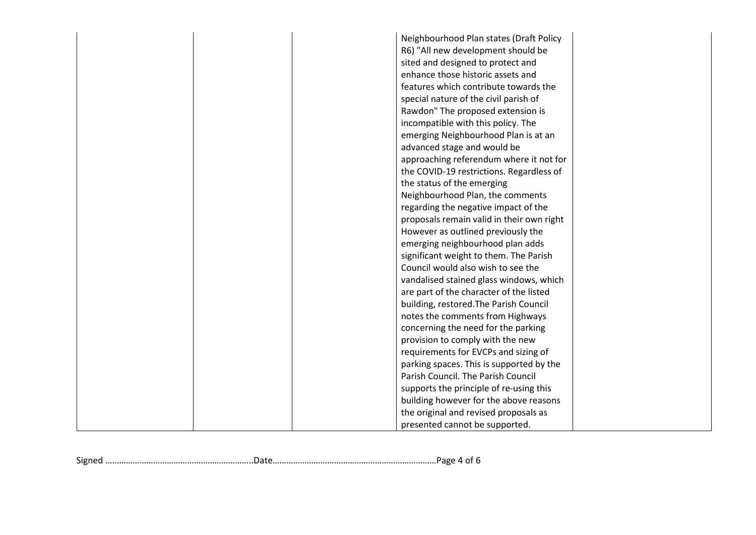|  |  |  | Neighbourhood Plan states (Draft Policy R6) "All new development should be sited and designed to protect and enhance those historic assets and features which contribute towards the special nature of the civil parish of Rawdon" The proposed extension is incompatible with this policy. The emerging Neighbourhood Plan is at an advanced stage and would be approaching referendum where it not for the COVID-19 restrictions. Regardless of the status of the emerging Neighbourhood Plan, the comments regarding the negative impact of the proposals remain valid in their own right However as outlined previously the emerging neighbourhood plan adds significant weight to them. The Parish Council would also wish to see the vandalised stained glass windows, which are part of the character of the listed building, restored.The Parish Council notes the comments from Highways concerning the need for the parking provision to comply with the new requirements for EVCPs and sizing of parking spaces. This is supported by the Parish Council. The Parish Council supports the principle of re-using this building however for the above reasons the original and revised proposals as presented cannot be supported. |  |
|---|---|---|---|---|

Signed …………………………………………………………Date………………………………………………………………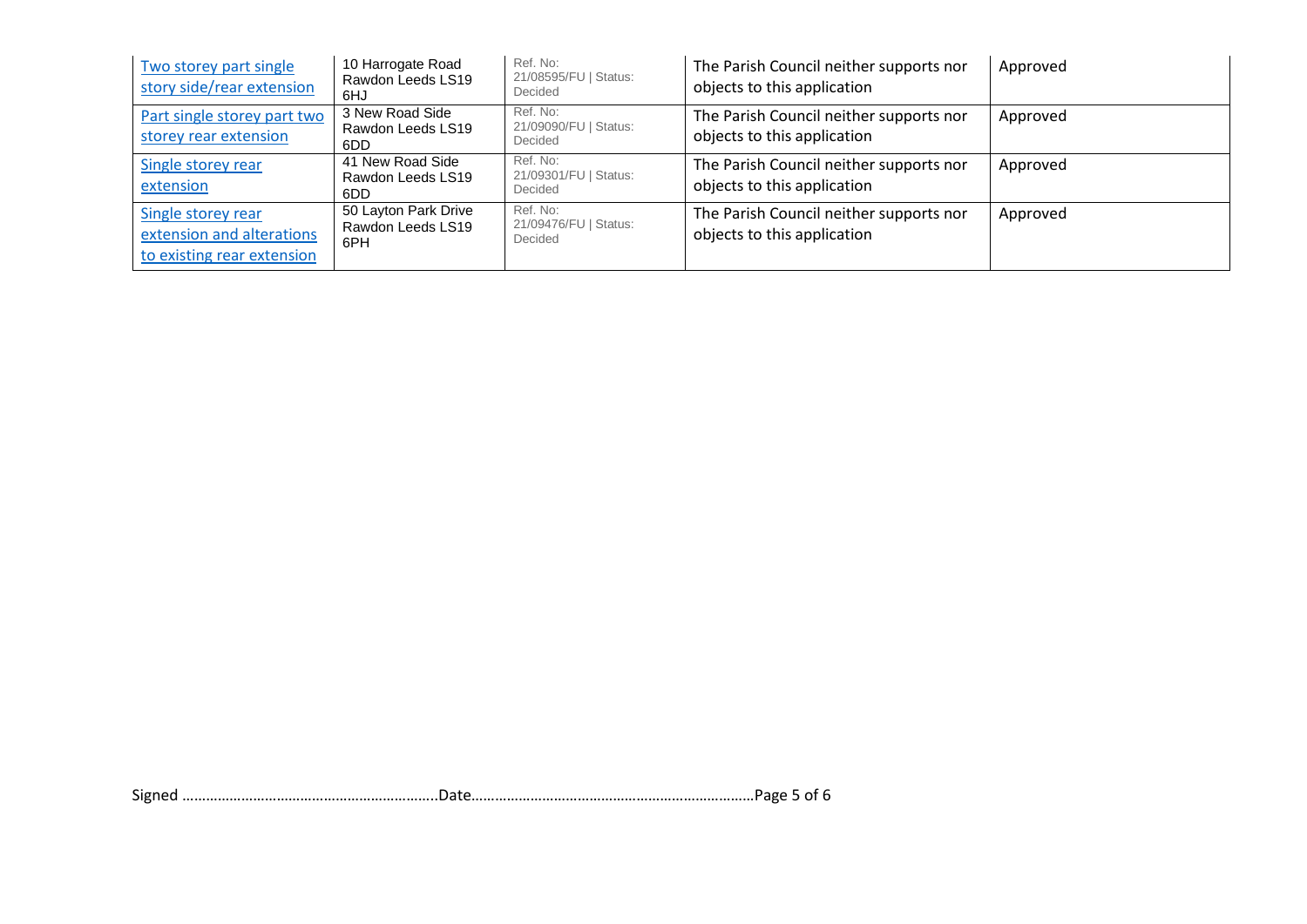| | | | | |
|---|---|---|---|---|
| Two storey part single story side/rear extension | 10 Harrogate Road Rawdon Leeds LS19 6HJ | Ref. No: 21/08595/FU \| Status: Decided | The Parish Council neither supports nor objects to this application | Approved |
| Part single storey part two storey rear extension | 3 New Road Side Rawdon Leeds LS19 6DD | Ref. No: 21/09090/FU \| Status: Decided | The Parish Council neither supports nor objects to this application | Approved |
| Single storey rear extension | 41 New Road Side Rawdon Leeds LS19 6DD | Ref. No: 21/09301/FU \| Status: Decided | The Parish Council neither supports nor objects to this application | Approved |
| Single storey rear extension and alterations to existing rear extension | 50 Layton Park Drive Rawdon Leeds LS19 6PH | Ref. No: 21/09476/FU \| Status: Decided | The Parish Council neither supports nor objects to this application | Approved |

Signed ………………………………………………………..Date………………………………………………………………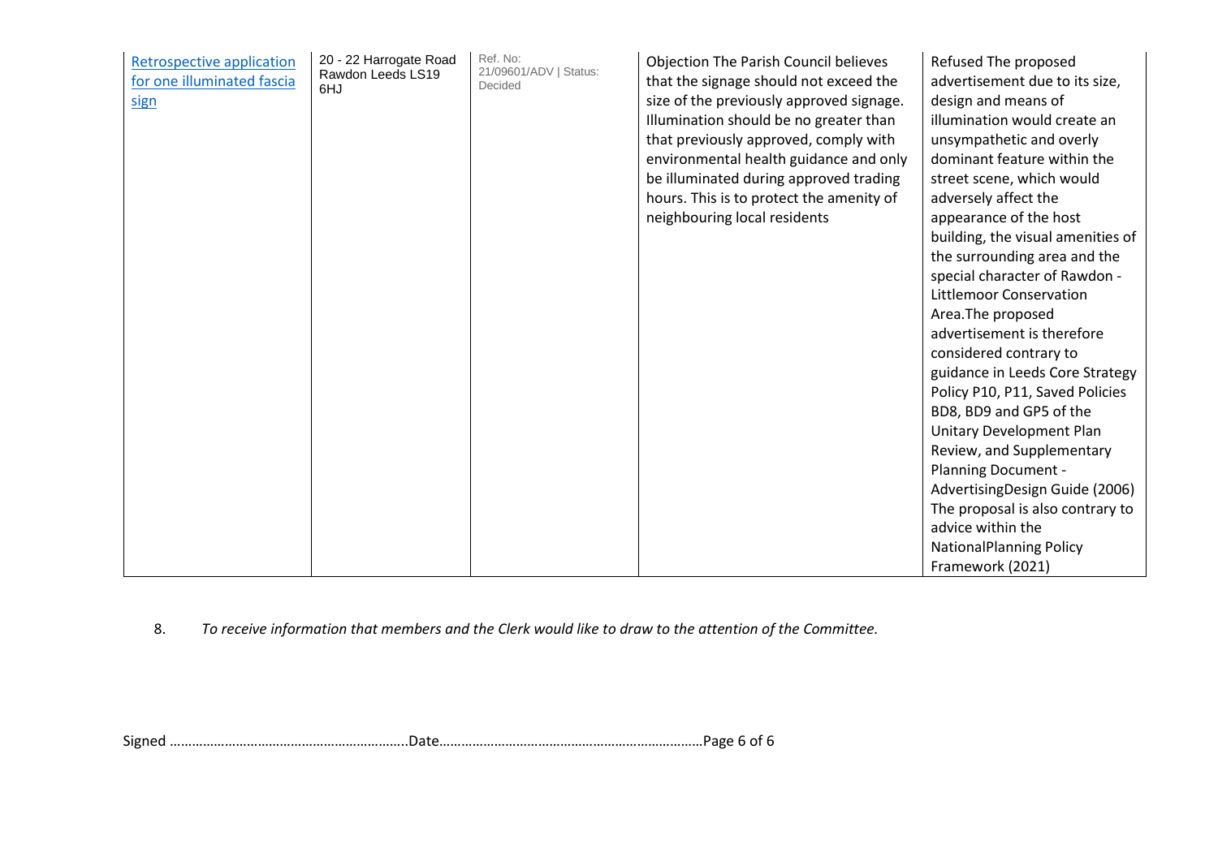| | | | | |
|---|---|---|---|---|
| [Retrospective application for one illuminated fascia sign]() | 20 - 22 Harrogate Road Rawdon Leeds LS19 6HJ | Ref. No: 21/09601/ADV \| Status: Decided | Objection The Parish Council believes that the signage should not exceed the size of the previously approved signage. Illumination should be no greater than that previously approved, comply with environmental health guidance and only be illuminated during approved trading hours. This is to protect the amenity of neighbouring local residents | Refused The proposed advertisement due to its size, design and means of illumination would create an unsympathetic and overly dominant feature within the street scene, which would adversely affect the appearance of the host building, the visual amenities of the surrounding area and the special character of Rawdon - Littlemoor Conservation Area.The proposed advertisement is therefore considered contrary to guidance in Leeds Core Strategy Policy P10, P11, Saved Policies BD8, BD9 and GP5 of the Unitary Development Plan Review, and Supplementary Planning Document - AdvertisingDesign Guide (2006) The proposal is also contrary to advice within the NationalPlanning Policy Framework (2021) |

8. *To receive information that members and the Clerk would like to draw to the attention of the Committee.*

Signed ………………………………………………………..Date………………………………………………………………